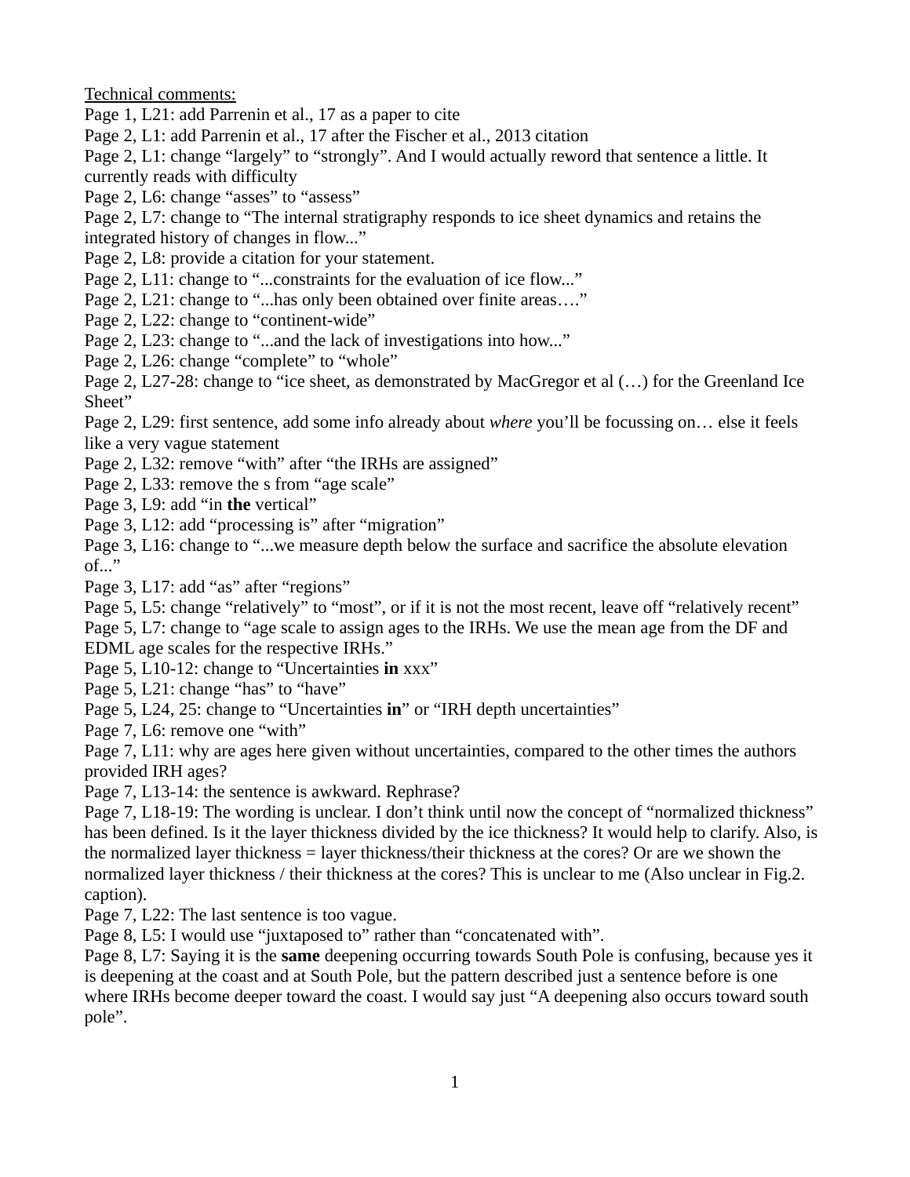Technical comments:

Page 1, L21: add Parrenin et al., 17 as a paper to cite

Page 2, L1: add Parrenin et al., 17 after the Fischer et al., 2013 citation

Page 2, L1: change "largely" to "strongly". And I would actually reword that sentence a little. It currently reads with difficulty

Page 2, L6: change "asses" to "assess"

Page 2, L7: change to "The internal stratigraphy responds to ice sheet dynamics and retains the integrated history of changes in flow..."

Page 2, L8: provide a citation for your statement.

Page 2, L11: change to "...constraints for the evaluation of ice flow..."

Page 2, L21: change to "...has only been obtained over finite areas…."

Page 2, L22: change to "continent-wide"

Page 2, L23: change to "...and the lack of investigations into how..."

Page 2, L26: change "complete" to "whole"

Page 2, L27-28: change to "ice sheet, as demonstrated by MacGregor et al (…) for the Greenland Ice Sheet"

Page 2, L29: first sentence, add some info already about *where* you'll be focussing on… else it feels like a very vague statement

Page 2, L32: remove "with" after "the IRHs are assigned"

Page 2, L33: remove the s from "age scale"

Page 3, L9: add "in **the** vertical"

Page 3, L12: add "processing is" after "migration"

Page 3, L16: change to "...we measure depth below the surface and sacrifice the absolute elevation of..."

Page 3, L17: add "as" after "regions"

Page 5, L5: change "relatively" to "most", or if it is not the most recent, leave off "relatively recent"

Page 5, L7: change to "age scale to assign ages to the IRHs. We use the mean age from the DF and EDML age scales for the respective IRHs."

Page 5, L10-12: change to "Uncertainties **in** xxx"

Page 5, L21: change "has" to "have"

Page 5, L24, 25: change to "Uncertainties **in**" or "IRH depth uncertainties"

Page 7, L6: remove one "with"

Page 7, L11: why are ages here given without uncertainties, compared to the other times the authors provided IRH ages?

Page 7, L13-14: the sentence is awkward. Rephrase?

Page 7, L18-19: The wording is unclear. I don't think until now the concept of "normalized thickness" has been defined. Is it the layer thickness divided by the ice thickness? It would help to clarify. Also, is the normalized layer thickness = layer thickness/their thickness at the cores? Or are we shown the normalized layer thickness / their thickness at the cores? This is unclear to me (Also unclear in Fig.2. caption).

Page 7, L22: The last sentence is too vague.

Page 8, L5: I would use "juxtaposed to" rather than "concatenated with".

Page 8, L7: Saying it is the **same** deepening occurring towards South Pole is confusing, because yes it is deepening at the coast and at South Pole, but the pattern described just a sentence before is one where IRHs become deeper toward the coast. I would say just "A deepening also occurs toward south pole".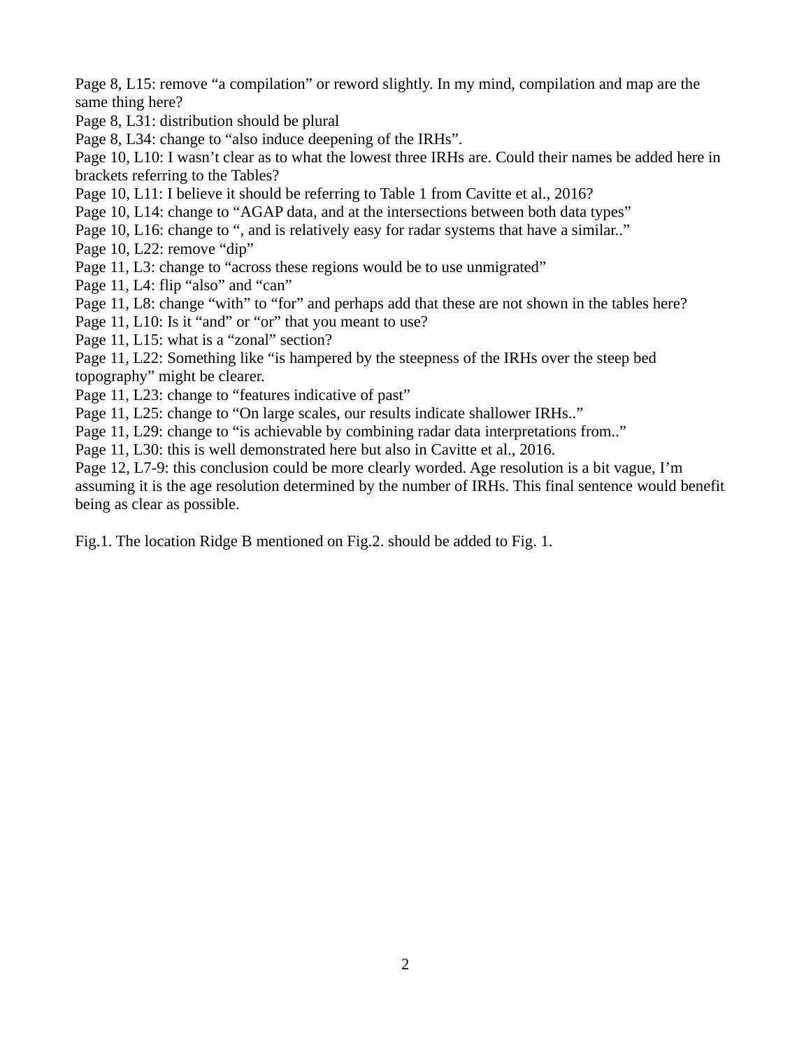Page 8, L15: remove “a compilation” or reword slightly. In my mind, compilation and map are the same thing here?
Page 8, L31: distribution should be plural
Page 8, L34: change to “also induce deepening of the IRHs”.
Page 10, L10: I wasn’t clear as to what the lowest three IRHs are. Could their names be added here in brackets referring to the Tables?
Page 10, L11: I believe it should be referring to Table 1 from Cavitte et al., 2016?
Page 10, L14: change to “AGAP data, and at the intersections between both data types”
Page 10, L16: change to “, and is relatively easy for radar systems that have a similar..”
Page 10, L22: remove “dip”
Page 11, L3: change to “across these regions would be to use unmigrated”
Page 11, L4: flip “also” and “can”
Page 11, L8: change “with” to “for” and perhaps add that these are not shown in the tables here?
Page 11, L10: Is it “and” or “or” that you meant to use?
Page 11, L15: what is a “zonal” section?
Page 11, L22: Something like “is hampered by the steepness of the IRHs over the steep bed topography” might be clearer.
Page 11, L23: change to “features indicative of past”
Page 11, L25: change to “On large scales, our results indicate shallower IRHs..”
Page 11, L29: change to “is achievable by combining radar data interpretations from..”
Page 11, L30: this is well demonstrated here but also in Cavitte et al., 2016.
Page 12, L7-9: this conclusion could be more clearly worded. Age resolution is a bit vague, I’m assuming it is the age resolution determined by the number of IRHs. This final sentence would benefit being as clear as possible.

Fig.1. The location Ridge B mentioned on Fig.2. should be added to Fig. 1.